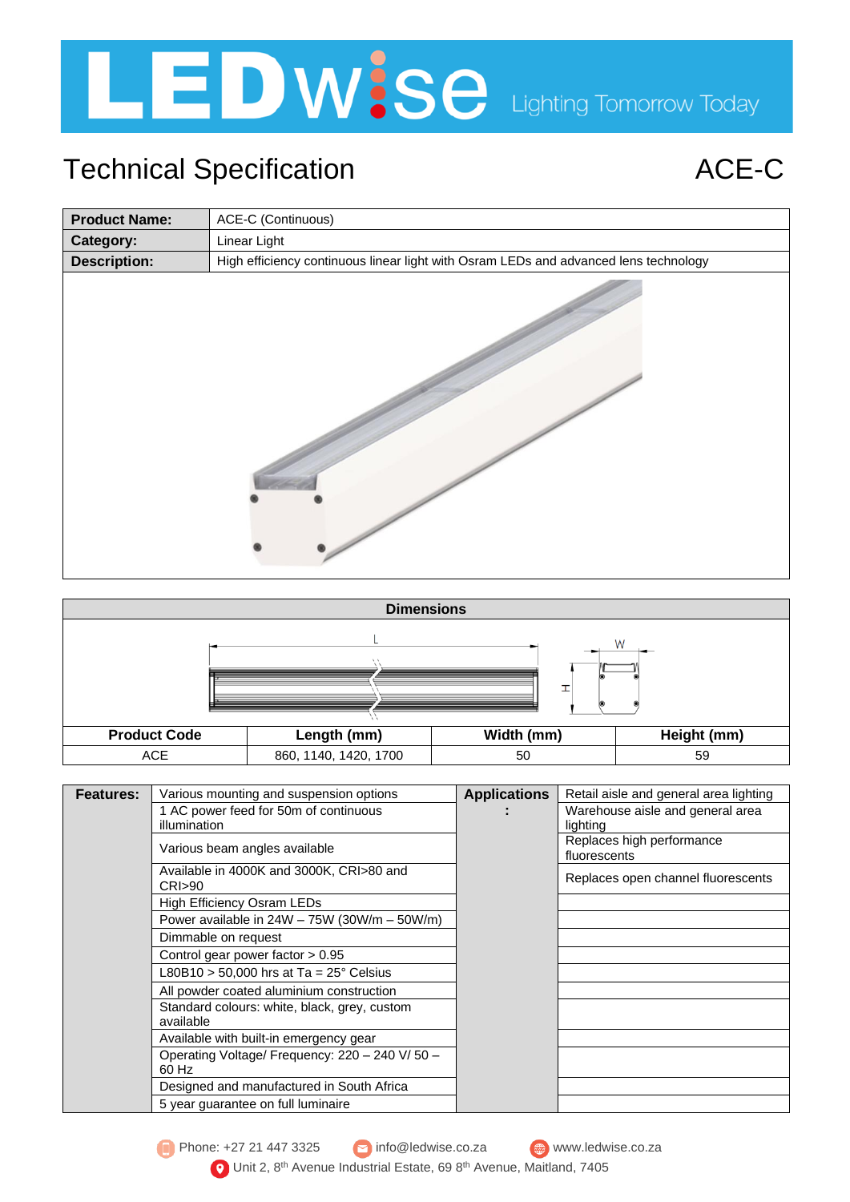# Technical Specification

## ACE-C

| | |
|---|---|
| **Product Name:** | ACE-C (Continuous) |
| **Category:** | Linear Light |
| **Description:** | High efficiency continuous linear light with Osram LEDs and advanced lens technology |

### Dimensions

| Product Code | Length (mm) | Width (mm) | Height (mm) |
|---|---|---|---|
| ACE | 860, 1140, 1420, 1700 | 50 | 59 |

| Features: | | Applications: | |
|---|---|---|---|
| | Various mounting and suspension options | | Retail aisle and general area lighting |
| | 1 AC power feed for 50m of continuous illumination | | Warehouse aisle and general area lighting |
| | Various beam angles available | | Replaces high performance fluorescents |
| | Available in 4000K and 3000K, CRI>80 and CRI>90 | | Replaces open channel fluorescents |
| | High Efficiency Osram LEDs | | |
| | Power available in 24W – 75W (30W/m – 50W/m) | | |
| | Dimmable on request | | |
| | Control gear power factor > 0.95 | | |
| | L80B10 > 50,000 hrs at Ta = 25° Celsius | | |
| | All powder coated aluminium construction | | |
| | Standard colours: white, black, grey, custom available | | |
| | Available with built-in emergency gear | | |
| | Operating Voltage/ Frequency: 220 – 240 V/ 50 – 60 Hz | | |
| | Designed and manufactured in South Africa | | |
| | 5 year guarantee on full luminaire | | |

Phone: +27 21 447 3325 info@ledwise.co.za www.ledwise.co.za

Unit 2, 8th Avenue Industrial Estate, 69 8th Avenue, Maitland, 7405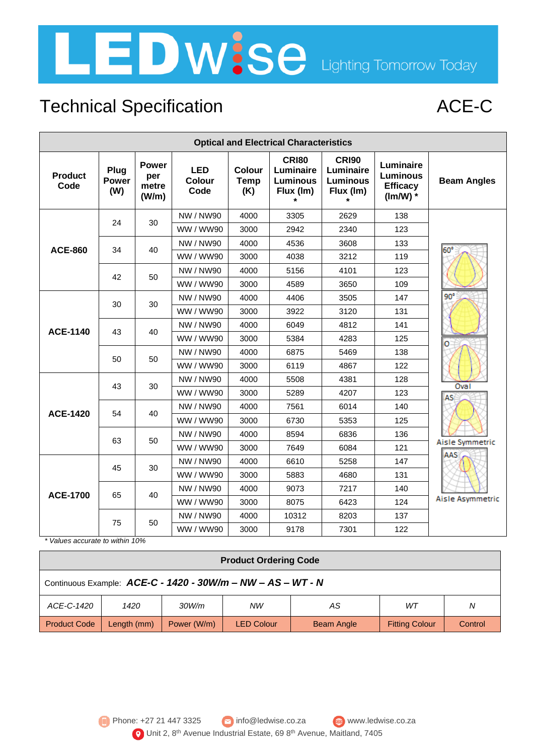# Technical Specification

ACE-C

| Optical and Electrical Characteristics | | | | | | | | |
|---|---|---|---|---|---|---|---|---|
| Product Code | Plug Power (W) | Power per metre (W/m) | LED Colour Code | Colour Temp (K) | CRI80 Luminaire Luminous Flux (lm) * | CRI90 Luminaire Luminous Flux (lm) * | Luminaire Luminous Efficacy (lm/W) * | Beam Angles |
| ACE-860 | 24 | 30 | NW / NW90 | 4000 | 3305 | 2629 | 138 | 60° |
| | | | WW / WW90 | 3000 | 2942 | 2340 | 123 | 90° |
| | 34 | 40 | NW / NW90 | 4000 | 4536 | 3608 | 133 | Oval |
| | | | WW / WW90 | 3000 | 4038 | 3212 | 119 | Aisle Symmetric |
| | 42 | 50 | NW / NW90 | 4000 | 5156 | 4101 | 123 | Aisle Asymmetric |
| | | | WW / WW90 | 3000 | 4589 | 3650 | 109 | |
| ACE-1140 | 30 | 30 | NW / NW90 | 4000 | 4406 | 3505 | 147 | |
| | | | WW / WW90 | 3000 | 3922 | 3120 | 131 | |
| | 43 | 40 | NW / NW90 | 4000 | 6049 | 4812 | 141 | |
| | | | WW / WW90 | 3000 | 5384 | 4283 | 125 | |
| | 50 | 50 | NW / NW90 | 4000 | 6875 | 5469 | 138 | |
| | | | WW / WW90 | 3000 | 6119 | 4867 | 122 | |
| ACE-1420 | 43 | 30 | NW / NW90 | 4000 | 5508 | 4381 | 128 | |
| | | | WW / WW90 | 3000 | 5289 | 4207 | 123 | |
| | 54 | 40 | NW / NW90 | 4000 | 7561 | 6014 | 140 | |
| | | | WW / WW90 | 3000 | 6730 | 5353 | 125 | |
| | 63 | 50 | NW / NW90 | 4000 | 8594 | 6836 | 136 | |
| | | | WW / WW90 | 3000 | 7649 | 6084 | 121 | |
| ACE-1700 | 45 | 30 | NW / NW90 | 4000 | 6610 | 5258 | 147 | |
| | | | WW / WW90 | 3000 | 5883 | 4680 | 131 | |
| | 65 | 40 | NW / NW90 | 4000 | 9073 | 7217 | 140 | |
| | | | WW / WW90 | 3000 | 8075 | 6423 | 124 | |
| | 75 | 50 | NW / NW90 | 4000 | 10312 | 8203 | 137 | |
| | | | WW / WW90 | 3000 | 9178 | 7301 | 122 | |

*\* Values accurate to within 10%*

| Product Ordering Code | | | | | | |
|---|---|---|---|---|---|---|
| Continuous Example: ***ACE-C - 1420 - 30W/m – NW – AS – WT - N*** | | | | | | |
| *ACE-C-1420* | *1420* | *30W/m* | *NW* | *AS* | *WT* | *N* |
| Product Code | Length (mm) | Power (W/m) | LED Colour | Beam Angle | Fitting Colour | Control |

Phone: +27 21 447 3325 info@ledwise.co.za www.ledwise.co.za
Unit 2, 8th Avenue Industrial Estate, 69 8th Avenue, Maitland, 7405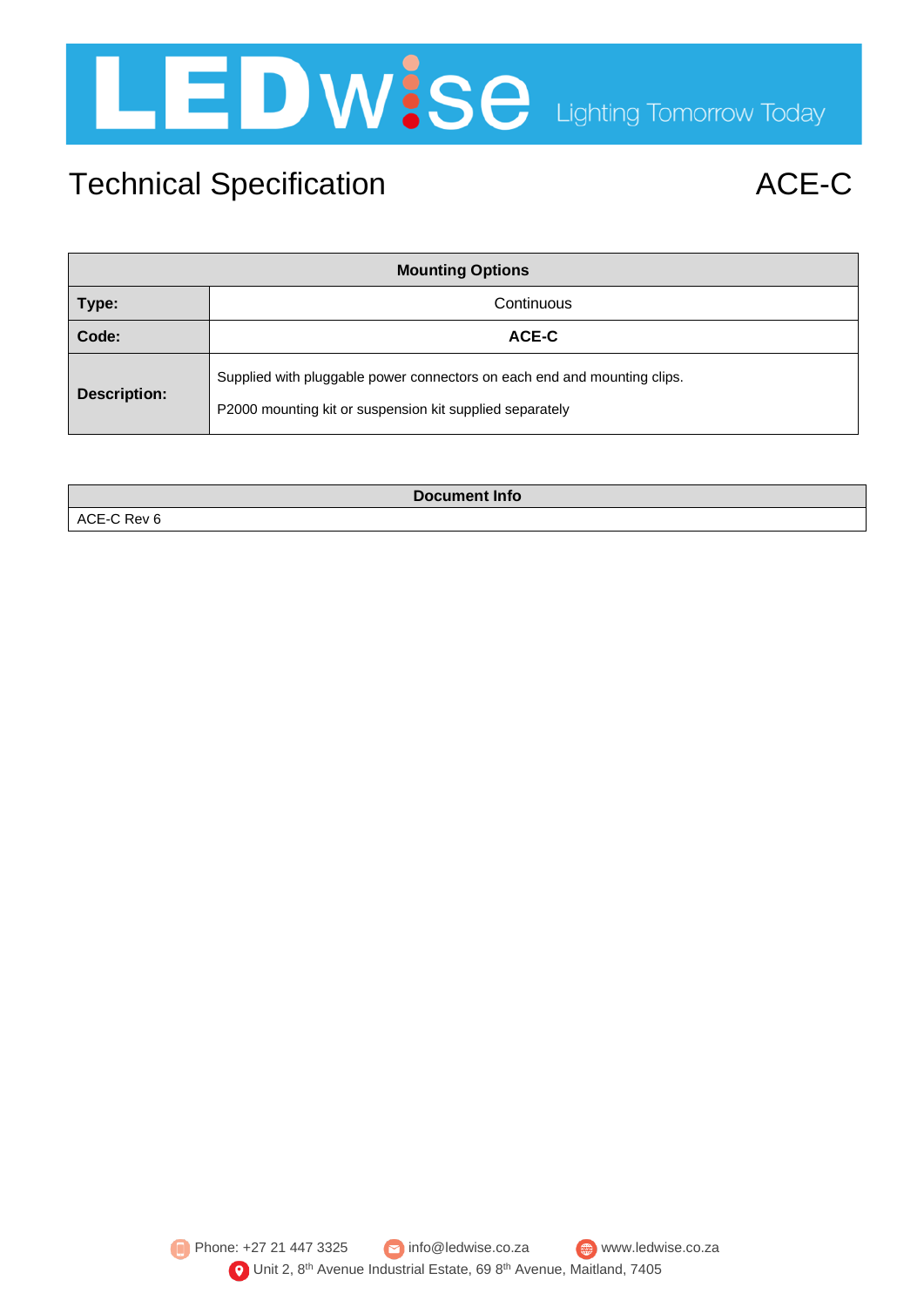# Technical Specification ACE-C

| Mounting Options | |
|---|---|
| **Type:** | Continuous |
| **Code:** | **ACE-C** |
| **Description:** | Supplied with pluggable power connectors on each end and mounting clips.<br>P2000 mounting kit or suspension kit supplied separately |

| Document Info |
|---|
| ACE-C Rev 6 |